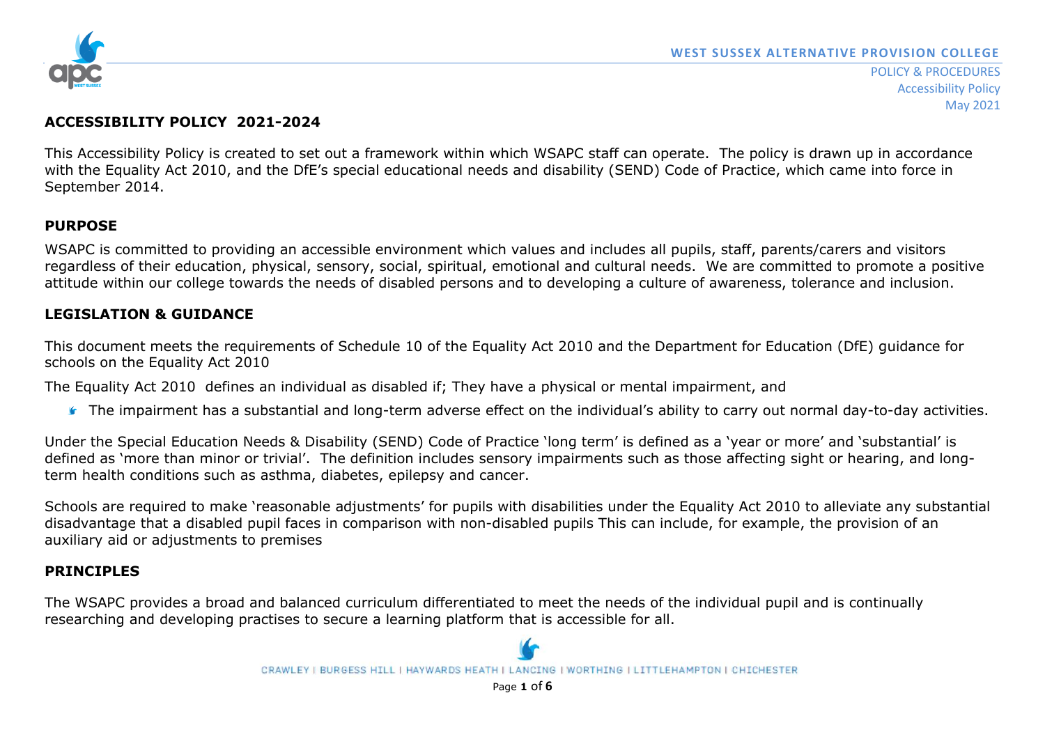# ACCESSIBILITY POLICY 2021-2024

This Accessibility Policy is created to set out a framework within which WSAPC staff can operate. The policy is drawn up in accordance with the Equality Act 2010, and the DfE's special educational needs and disability (SEND) Code of Practice, which came into force in September 2014.

## PURPOSE

WSAPC is committed to providing an accessible environment which values and includes all pupils, staff, parents/carers and visitors regardless of their education, physical, sensory, social, spiritual, emotional and cultural needs. We are committed to promote a positive attitude within our college towards the needs of disabled persons and to developing a culture of awareness, tolerance and inclusion.

## LEGISLATION & GUIDANCE

This document meets the requirements of Schedule 10 of the Equality Act 2010 and the Department for Education (DfE) guidance for schools on the Equality Act 2010

The Equality Act 2010 defines an individual as disabled if; They have a physical or mental impairment, and

- The impairment has a substantial and long-term adverse effect on the individual's ability to carry out normal day-to-day activities.

Under the Special Education Needs & Disability (SEND) Code of Practice 'long term' is defined as a 'year or more' and 'substantial' is defined as 'more than minor or trivial'. The definition includes sensory impairments such as those affecting sight or hearing, and long-term health conditions such as asthma, diabetes, epilepsy and cancer.

Schools are required to make 'reasonable adjustments' for pupils with disabilities under the Equality Act 2010 to alleviate any substantial disadvantage that a disabled pupil faces in comparison with non-disabled pupils This can include, for example, the provision of an auxiliary aid or adjustments to premises

## PRINCIPLES

The WSAPC provides a broad and balanced curriculum differentiated to meet the needs of the individual pupil and is continually researching and developing practises to secure a learning platform that is accessible for all.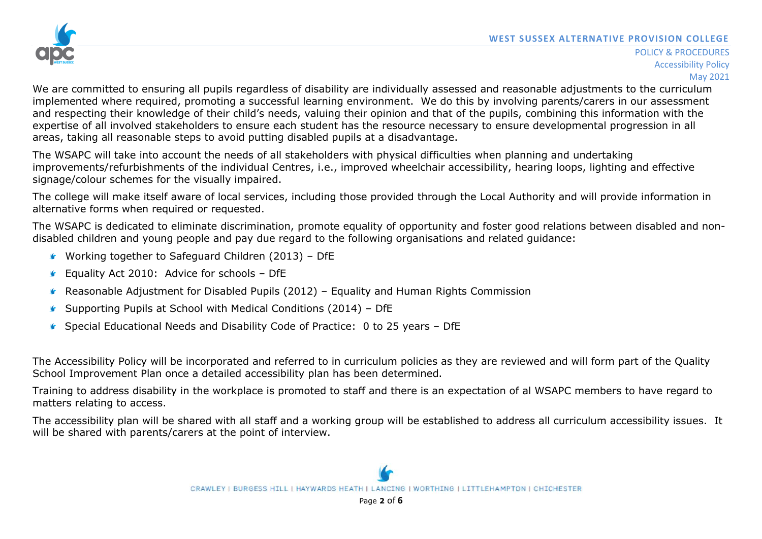We are committed to ensuring all pupils regardless of disability are individually assessed and reasonable adjustments to the curriculum implemented where required, promoting a successful learning environment. We do this by involving parents/carers in our assessment and respecting their knowledge of their child's needs, valuing their opinion and that of the pupils, combining this information with the expertise of all involved stakeholders to ensure each student has the resource necessary to ensure developmental progression in all areas, taking all reasonable steps to avoid putting disabled pupils at a disadvantage.

The WSAPC will take into account the needs of all stakeholders with physical difficulties when planning and undertaking improvements/refurbishments of the individual Centres, i.e., improved wheelchair accessibility, hearing loops, lighting and effective signage/colour schemes for the visually impaired.

The college will make itself aware of local services, including those provided through the Local Authority and will provide information in alternative forms when required or requested.

The WSAPC is dedicated to eliminate discrimination, promote equality of opportunity and foster good relations between disabled and non-disabled children and young people and pay due regard to the following organisations and related guidance:

- Working together to Safeguard Children (2013) – DfE
- Equality Act 2010: Advice for schools – DfE
- Reasonable Adjustment for Disabled Pupils (2012) – Equality and Human Rights Commission
- Supporting Pupils at School with Medical Conditions (2014) – DfE
- Special Educational Needs and Disability Code of Practice: 0 to 25 years – DfE

The Accessibility Policy will be incorporated and referred to in curriculum policies as they are reviewed and will form part of the Quality School Improvement Plan once a detailed accessibility plan has been determined.

Training to address disability in the workplace is promoted to staff and there is an expectation of al WSAPC members to have regard to matters relating to access.

The accessibility plan will be shared with all staff and a working group will be established to address all curriculum accessibility issues. It will be shared with parents/carers at the point of interview.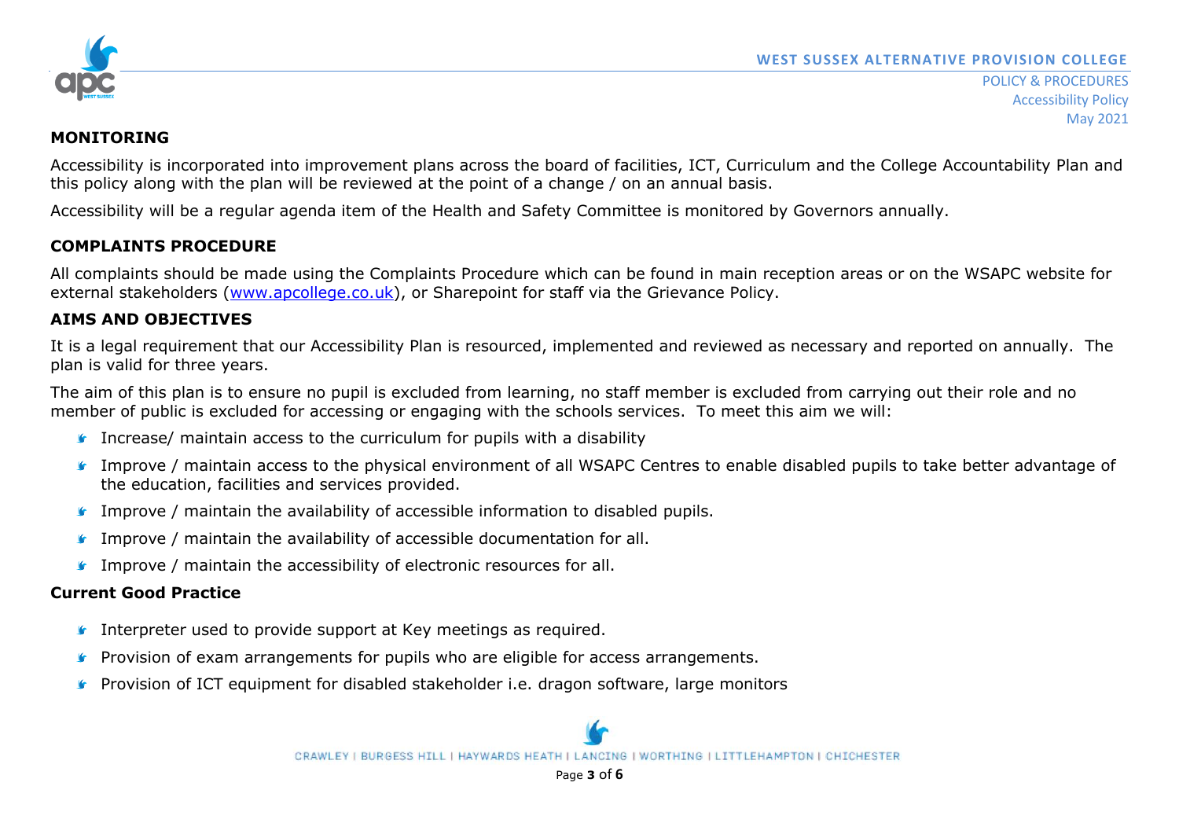## MONITORING

Accessibility is incorporated into improvement plans across the board of facilities, ICT, Curriculum and the College Accountability Plan and this policy along with the plan will be reviewed at the point of a change / on an annual basis.

Accessibility will be a regular agenda item of the Health and Safety Committee is monitored by Governors annually.

## COMPLAINTS PROCEDURE

All complaints should be made using the Complaints Procedure which can be found in main reception areas or on the WSAPC website for external stakeholders (www.apcollege.co.uk), or Sharepoint for staff via the Grievance Policy.

## AIMS AND OBJECTIVES

It is a legal requirement that our Accessibility Plan is resourced, implemented and reviewed as necessary and reported on annually. The plan is valid for three years.

The aim of this plan is to ensure no pupil is excluded from learning, no staff member is excluded from carrying out their role and no member of public is excluded for accessing or engaging with the schools services. To meet this aim we will:

- Increase/ maintain access to the curriculum for pupils with a disability
- Improve / maintain access to the physical environment of all WSAPC Centres to enable disabled pupils to take better advantage of the education, facilities and services provided.
- Improve / maintain the availability of accessible information to disabled pupils.
- Improve / maintain the availability of accessible documentation for all.
- Improve / maintain the accessibility of electronic resources for all.

### Current Good Practice

- Interpreter used to provide support at Key meetings as required.
- Provision of exam arrangements for pupils who are eligible for access arrangements.
- Provision of ICT equipment for disabled stakeholder i.e. dragon software, large monitors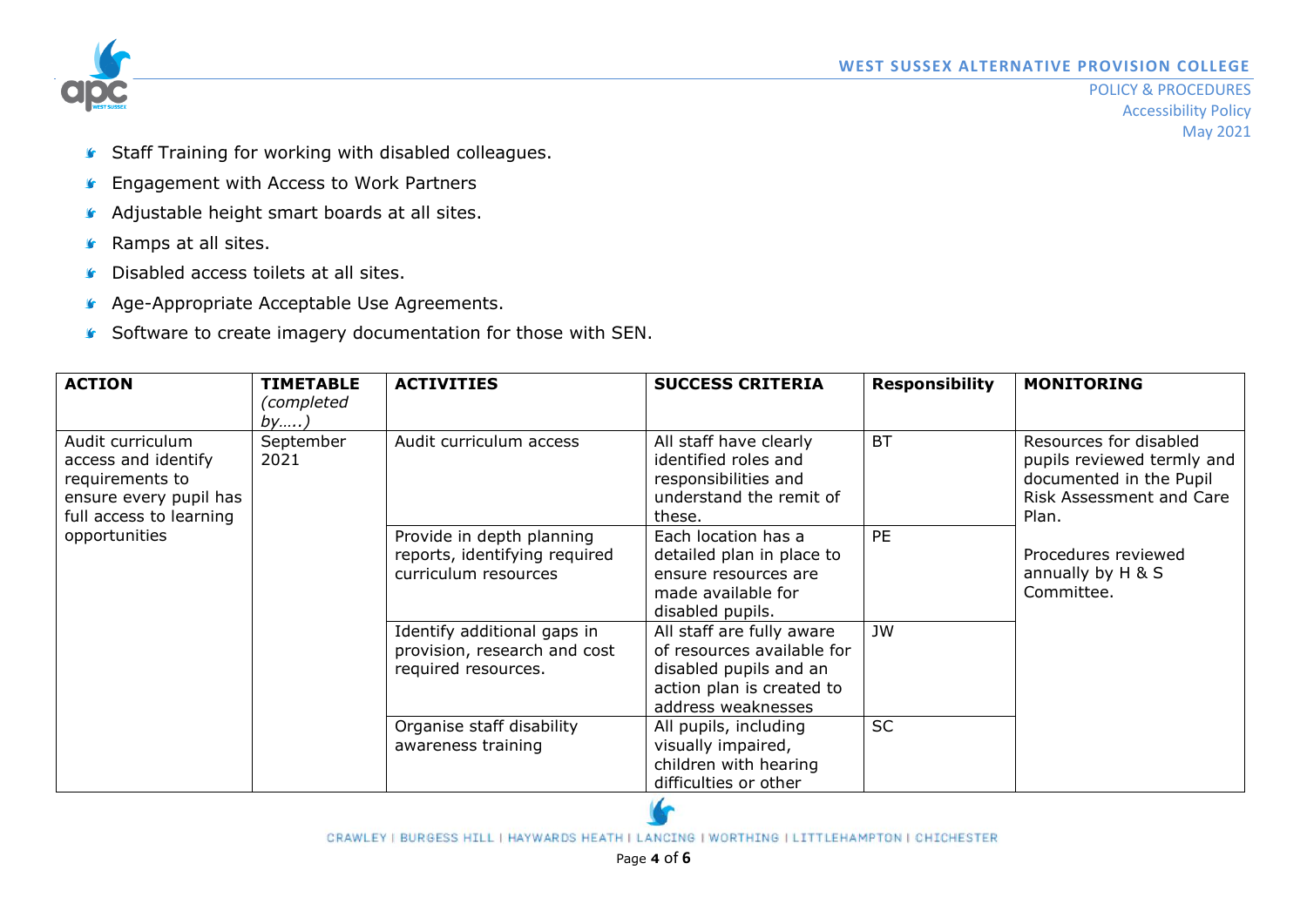- Staff Training for working with disabled colleagues.
- Engagement with Access to Work Partners
- Adjustable height smart boards at all sites.
- Ramps at all sites.
- Disabled access toilets at all sites.
- Age-Appropriate Acceptable Use Agreements.
- Software to create imagery documentation for those with SEN.

| ACTION | TIMETABLE *(completed by…..)* | ACTIVITIES | SUCCESS CRITERIA | Responsibility | MONITORING |
|---|---|---|---|---|---|
| Audit curriculum access and identify requirements to ensure every pupil has full access to learning opportunities | September 2021 | Audit curriculum access | All staff have clearly identified roles and responsibilities and understand the remit of these. | BT | Resources for disabled pupils reviewed termly and documented in the Pupil Risk Assessment and Care Plan.<br><br>Procedures reviewed annually by H & S Committee. |
| | | Provide in depth planning reports, identifying required curriculum resources | Each location has a detailed plan in place to ensure resources are made available for disabled pupils. | PE | |
| | | Identify additional gaps in provision, research and cost required resources. | All staff are fully aware of resources available for disabled pupils and an action plan is created to address weaknesses | JW | |
| | | Organise staff disability awareness training | All pupils, including visually impaired, children with hearing difficulties or other | SC | |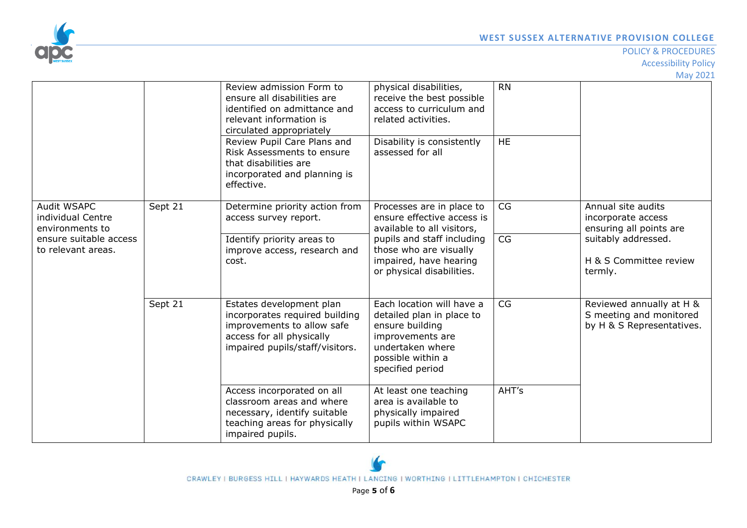| | | | | | |
|---|---|---|---|---|---|
| | | Review admission Form to ensure all disabilities are identified on admittance and relevant information is circulated appropriately | physical disabilities, receive the best possible access to curriculum and related activities. | RN | |
| | | Review Pupil Care Plans and Risk Assessments to ensure that disabilities are incorporated and planning is effective. | Disability is consistently assessed for all | HE | |
| Audit WSAPC individual Centre environments to ensure suitable access to relevant areas. | Sept 21 | Determine priority action from access survey report. | Processes are in place to ensure effective access is available to all visitors, pupils and staff including those who are visually impaired, have hearing or physical disabilities. | CG | Annual site audits incorporate access ensuring all points are suitably addressed.<br><br>H & S Committee review termly. |
| | | Identify priority areas to improve access, research and cost. | | CG | |
| | Sept 21 | Estates development plan incorporates required building improvements to allow safe access for all physically impaired pupils/staff/visitors. | Each location will have a detailed plan in place to ensure building improvements are undertaken where possible within a specified period | CG | Reviewed annually at H & S meeting and monitored by H & S Representatives. |
| | | Access incorporated on all classroom areas and where necessary, identify suitable teaching areas for physically impaired pupils. | At least one teaching area is available to physically impaired pupils within WSAPC | AHT's | |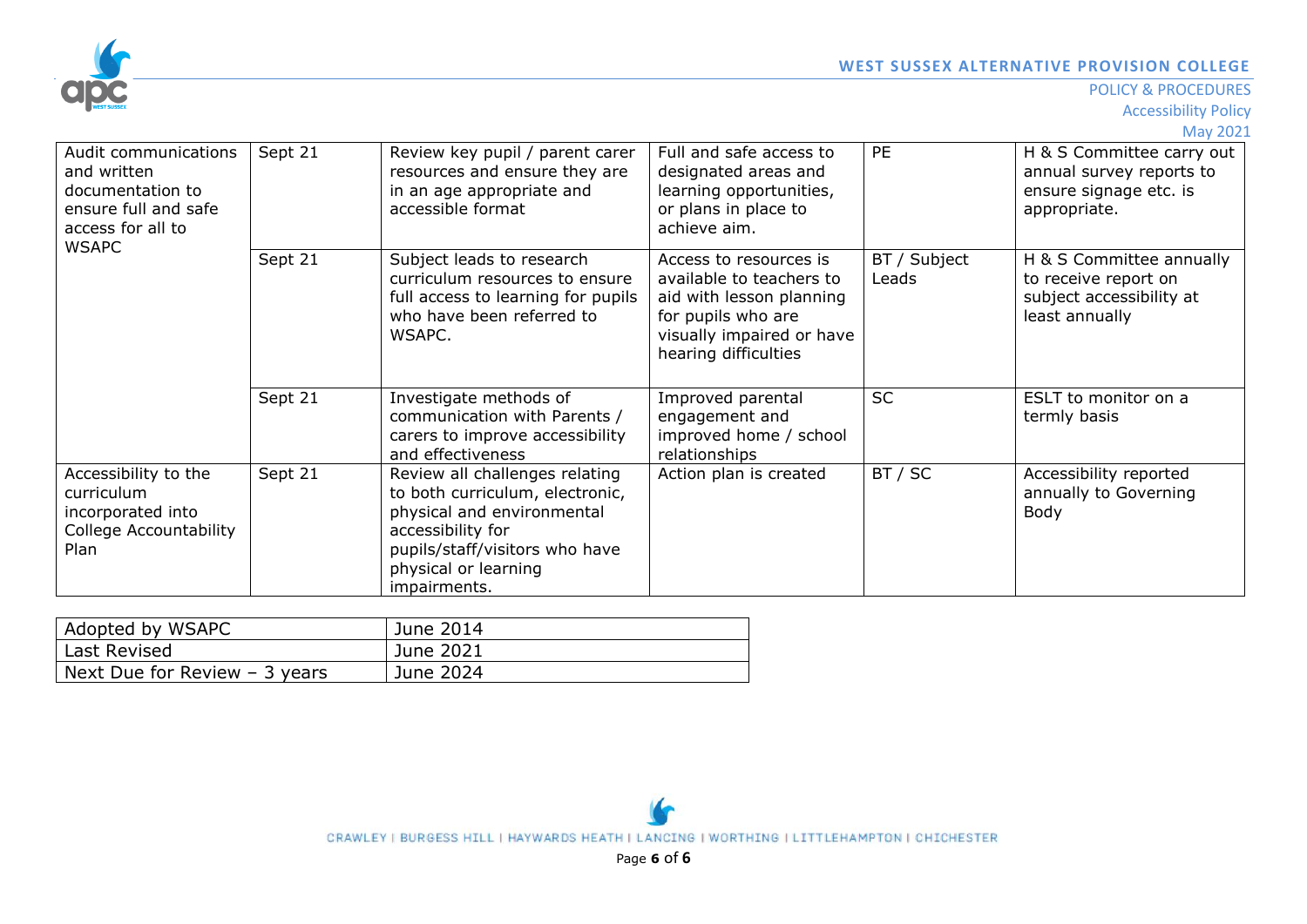| | | | | | |
|---|---|---|---|---|---|
| Audit communications and written documentation to ensure full and safe access for all to WSAPC | Sept 21 | Review key pupil / parent carer resources and ensure they are in an age appropriate and accessible format | Full and safe access to designated areas and learning opportunities, or plans in place to achieve aim. | PE | H & S Committee carry out annual survey reports to ensure signage etc. is appropriate. |
| | Sept 21 | Subject leads to research curriculum resources to ensure full access to learning for pupils who have been referred to WSAPC. | Access to resources is available to teachers to aid with lesson planning for pupils who are visually impaired or have hearing difficulties | BT / Subject Leads | H & S Committee annually to receive report on subject accessibility at least annually |
| | Sept 21 | Investigate methods of communication with Parents / carers to improve accessibility and effectiveness | Improved parental engagement and improved home / school relationships | SC | ESLT to monitor on a termly basis |
| Accessibility to the curriculum incorporated into College Accountability Plan | Sept 21 | Review all challenges relating to both curriculum, electronic, physical and environmental accessibility for pupils/staff/visitors who have physical or learning impairments. | Action plan is created | BT / SC | Accessibility reported annually to Governing Body |

| | |
|---|---|
| Adopted by WSAPC | June 2014 |
| Last Revised | June 2021 |
| Next Due for Review – 3 years | June 2024 |